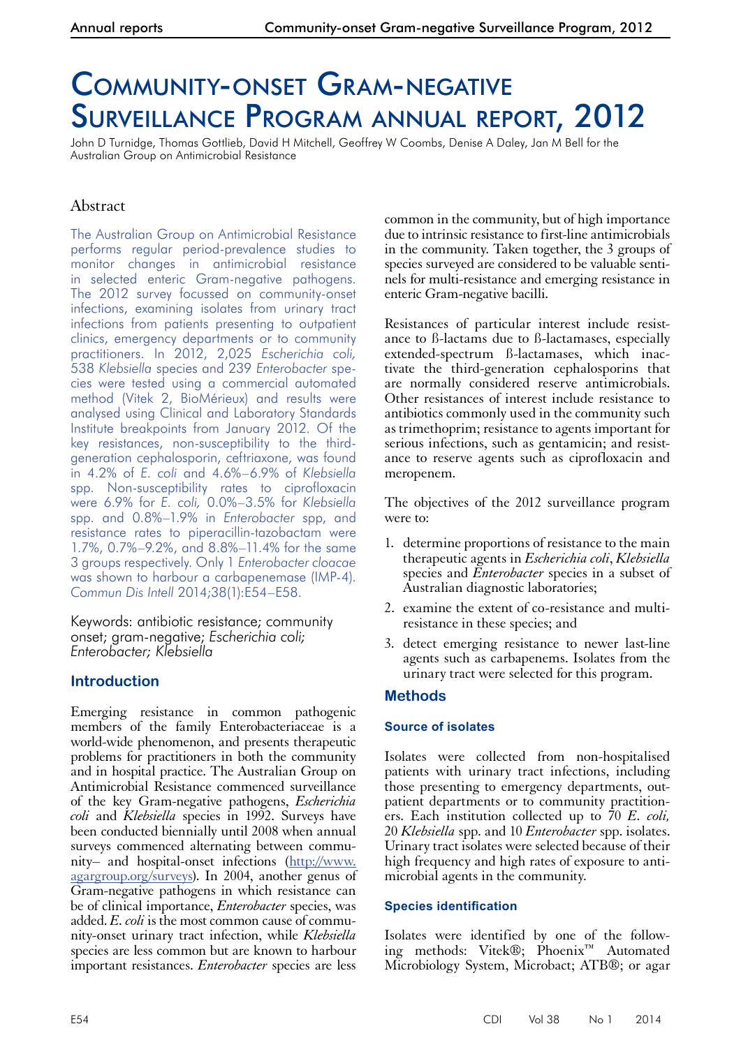# Community-onset Gram-negative Surveillance Program annual report, 2012

John D Turnidge, Thomas Gottlieb, David H Mitchell, Geoffrey W Coombs, Denise A Daley, Jan M Bell for the Australian Group on Antimicrobial Resistance

## Abstract

The Australian Group on Antimicrobial Resistance performs regular period-prevalence studies to monitor changes in antimicrobial resistance in selected enteric Gram-negative pathogens. The 2012 survey focussed on community-onset infections, examining isolates from urinary tract infections from patients presenting to outpatient clinics, emergency departments or to community practitioners. In 2012, 2,025 *Escherichia coli,* 538 *Klebsiella* species and 239 *Enterobacter* species were tested using a commercial automated method (Vitek 2, BioMérieux) and results were analysed using Clinical and Laboratory Standards Institute breakpoints from January 2012. Of the key resistances, non-susceptibility to the third-generation cephalosporin, ceftriaxone, was found in 4.2% of *E. coli* and 4.6%–6.9% of *Klebsiella* spp. Non-susceptibility rates to ciprofloxacin were 6.9% for *E. coli,* 0.0%–3.5% for *Klebsiella* spp. and 0.8%–1.9% in *Enterobacter* spp, and resistance rates to piperacillin-tazobactam were 1.7%, 0.7%–9.2%, and 8.8%–11.4% for the same 3 groups respectively. Only 1 *Enterobacter cloacae* was shown to harbour a carbapenemase (IMP-4). *Commun Dis Intell* 2014;38(1):E54–E58.

Keywords: antibiotic resistance; community onset; gram-negative; *Escherichia coli; Enterobacter; Klebsiella*

## Introduction

Emerging resistance in common pathogenic members of the family Enterobacteriaceae is a world-wide phenomenon, and presents therapeutic problems for practitioners in both the community and in hospital practice. The Australian Group on Antimicrobial Resistance commenced surveillance of the key Gram-negative pathogens, *Escherichia coli* and *Klebsiella* species in 1992. Surveys have been conducted biennially until 2008 when annual surveys commenced alternating between community– and hospital-onset infections (http://www.agargroup.org/surveys). In 2004, another genus of Gram-negative pathogens in which resistance can be of clinical importance, *Enterobacter* species, was added. *E. coli* is the most common cause of community-onset urinary tract infection, while *Klebsiella* species are less common but are known to harbour important resistances. *Enterobacter* species are less common in the community, but of high importance due to intrinsic resistance to first-line antimicrobials in the community. Taken together, the 3 groups of species surveyed are considered to be valuable sentinels for multi-resistance and emerging resistance in enteric Gram-negative bacilli.

Resistances of particular interest include resistance to ß-lactams due to ß-lactamases, especially extended-spectrum ß-lactamases, which inactivate the third-generation cephalosporins that are normally considered reserve antimicrobials. Other resistances of interest include resistance to antibiotics commonly used in the community such as trimethoprim; resistance to agents important for serious infections, such as gentamicin; and resistance to reserve agents such as ciprofloxacin and meropenem.

The objectives of the 2012 surveillance program were to:

1. determine proportions of resistance to the main therapeutic agents in *Escherichia coli*, *Klebsiella* species and *Enterobacter* species in a subset of Australian diagnostic laboratories;
2. examine the extent of co-resistance and multi-resistance in these species; and
3. detect emerging resistance to newer last-line agents such as carbapenems. Isolates from the urinary tract were selected for this program.

## Methods

### Source of isolates

Isolates were collected from non-hospitalised patients with urinary tract infections, including those presenting to emergency departments, outpatient departments or to community practitioners. Each institution collected up to 70 *E. coli,* 20 *Klebsiella* spp. and 10 *Enterobacter* spp. isolates. Urinary tract isolates were selected because of their high frequency and high rates of exposure to antimicrobial agents in the community.

### Species identification

Isolates were identified by one of the following methods: Vitek®; Phoenix™ Automated Microbiology System, Microbact; ATB®; or agar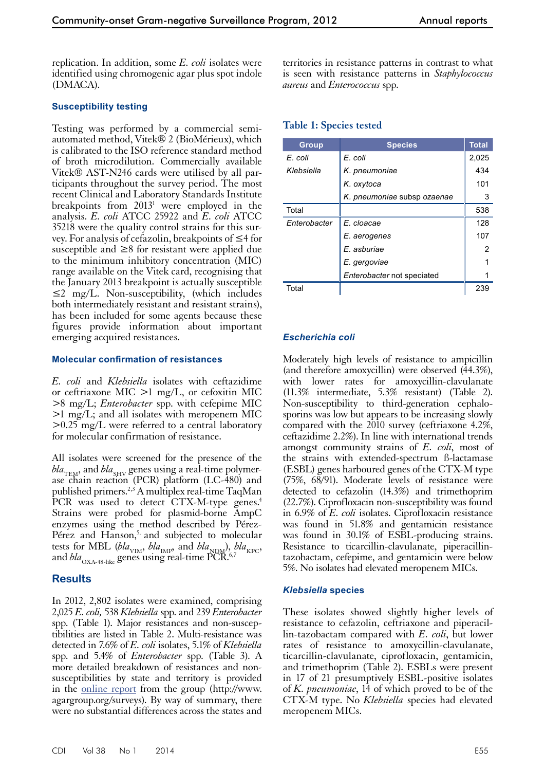replication. In addition, some *E. coli* isolates were identified using chromogenic agar plus spot indole (DMACA).

### Susceptibility testing

Testing was performed by a commercial semi-automated method, Vitek® 2 (BioMérieux), which is calibrated to the ISO reference standard method of broth microdilution. Commercially available Vitek® AST-N246 cards were utilised by all participants throughout the survey period. The most recent Clinical and Laboratory Standards Institute breakpoints from 2013[1] were employed in the analysis. *E. coli* ATCC 25922 and *E. coli* ATCC 35218 were the quality control strains for this survey. For analysis of cefazolin, breakpoints of ≤4 for susceptible and ≥8 for resistant were applied due to the minimum inhibitory concentration (MIC) range available on the Vitek card, recognising that the January 2013 breakpoint is actually susceptible ≤2 mg/L. Non-susceptibility, (which includes both intermediately resistant and resistant strains), has been included for some agents because these figures provide information about important emerging acquired resistances.

### Molecular confirmation of resistances

*E. coli* and *Klebsiella* isolates with ceftazidime or ceftriaxone MIC >1 mg/L, or cefoxitin MIC >8 mg/L; *Enterobacter* spp. with cefepime MIC >1 mg/L; and all isolates with meropenem MIC >0.25 mg/L were referred to a central laboratory for molecular confirmation of resistance.

All isolates were screened for the presence of the $bla_{TEM}$, and $bla_{SHV}$ genes using a real-time polymerase chain reaction (PCR) platform (LC-480) and published primers.[2,3] A multiplex real-time TaqMan PCR was used to detect CTX-M-type genes.[4] Strains were probed for plasmid-borne AmpC enzymes using the method described by Pérez-Pérez and Hanson,[5] and subjected to molecular tests for MBL ($bla_{VIM}$, $bla_{IMP}$, and $bla_{NDM}$), $bla_{KPC}$, and $bla_{OXA\text{-}48\text{-}like}$ genes using real-time PCR.[6,7]

## Results

In 2012, 2,802 isolates were examined, comprising 2,025 *E. coli,* 538 *Klebsiella* spp. and 239 *Enterobacter* spp. (Table 1). Major resistances and non-susceptibilities are listed in Table 2. Multi-resistance was detected in 7.6% of *E. coli* isolates, 5.1% of *Klebsiella* spp. and 5.4% of *Enterobacter* spp. (Table 3). A more detailed breakdown of resistances and non-susceptibilities by state and territory is provided in the online report from the group (http://www.agargroup.org/surveys). By way of summary, there were no substantial differences across the states and territories in resistance patterns in contrast to what is seen with resistance patterns in *Staphylococcus aureus* and *Enterococcus* spp.

**Table 1: Species tested**

| Group | Species | Total |
|---|---|---|
| *E. coli* | *E. coli* | 2,025 |
| *Klebsiella* | *K. pneumoniae* | 434 |
| | *K. oxytoca* | 101 |
| | *K. pneumoniae subsp ozaenae* | 3 |
| Total | | 538 |
| *Enterobacter* | *E. cloacae* | 128 |
| | *E. aerogenes* | 107 |
| | *E. asburiae* | 2 |
| | *E. gergoviae* | 1 |
| | *Enterobacter* not speciated | 1 |
| Total | | 239 |

### *Escherichia coli*

Moderately high levels of resistance to ampicillin (and therefore amoxycillin) were observed (44.3%), with lower rates for amoxycillin-clavulanate (11.3% intermediate, 5.3% resistant) (Table 2). Non-susceptibility to third-generation cephalosporins was low but appears to be increasing slowly compared with the 2010 survey (ceftriaxone 4.2%, ceftazidime 2.2%). In line with international trends amongst community strains of *E. coli*, most of the strains with extended-spectrum ß-lactamase (ESBL) genes harboured genes of the CTX-M type (75%, 68/91). Moderate levels of resistance were detected to cefazolin (14.3%) and trimethoprim (22.7%). Ciprofloxacin non-susceptibility was found in 6.9% of *E. coli* isolates. Ciprofloxacin resistance was found in 51.8% and gentamicin resistance was found in 30.1% of ESBL-producing strains. Resistance to ticarcillin-clavulanate, piperacillin-tazobactam, cefepime, and gentamicin were below 5%. No isolates had elevated meropenem MICs.

### *Klebsiella* species

These isolates showed slightly higher levels of resistance to cefazolin, ceftriaxone and piperacillin-tazobactam compared with *E. coli*, but lower rates of resistance to amoxycillin-clavulanate, ticarcillin-clavulanate, ciprofloxacin, gentamicin, and trimethoprim (Table 2). ESBLs were present in 17 of 21 presumptively ESBL-positive isolates of *K. pneumoniae*, 14 of which proved to be of the CTX-M type. No *Klebsiella* species had elevated meropenem MICs.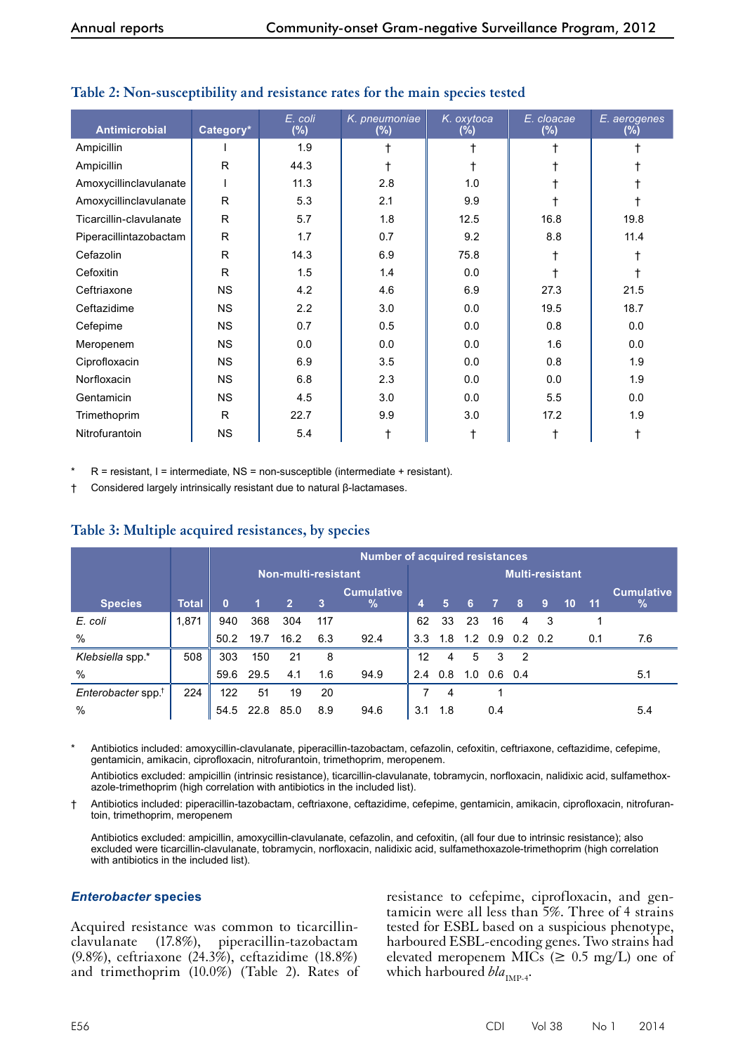**Table 2: Non-susceptibility and resistance rates for the main species tested**

| Antimicrobial | Category* | *E. coli* (%) | *K. pneumoniae* (%) | *K. oxytoca* (%) | *E. cloacae* (%) | *E. aerogenes* (%) |
|---|---|---|---|---|---|---|
| Ampicillin | I | 1.9 | † | † | † | † |
| Ampicillin | R | 44.3 | † | † | † | † |
| Amoxycillinclavulanate | I | 11.3 | 2.8 | 1.0 | † | † |
| Amoxycillinclavulanate | R | 5.3 | 2.1 | 9.9 | † | † |
| Ticarcillin-clavulanate | R | 5.7 | 1.8 | 12.5 | 16.8 | 19.8 |
| Piperacillintazobactam | R | 1.7 | 0.7 | 9.2 | 8.8 | 11.4 |
| Cefazolin | R | 14.3 | 6.9 | 75.8 | † | † |
| Cefoxitin | R | 1.5 | 1.4 | 0.0 | † | † |
| Ceftriaxone | NS | 4.2 | 4.6 | 6.9 | 27.3 | 21.5 |
| Ceftazidime | NS | 2.2 | 3.0 | 0.0 | 19.5 | 18.7 |
| Cefepime | NS | 0.7 | 0.5 | 0.0 | 0.8 | 0.0 |
| Meropenem | NS | 0.0 | 0.0 | 0.0 | 1.6 | 0.0 |
| Ciprofloxacin | NS | 6.9 | 3.5 | 0.0 | 0.8 | 1.9 |
| Norfloxacin | NS | 6.8 | 2.3 | 0.0 | 0.0 | 1.9 |
| Gentamicin | NS | 4.5 | 3.0 | 0.0 | 5.5 | 0.0 |
| Trimethoprim | R | 22.7 | 9.9 | 3.0 | 17.2 | 1.9 |
| Nitrofurantoin | NS | 5.4 | † | † | † | † |

\* R = resistant, I = intermediate, NS = non-susceptible (intermediate + resistant).

† Considered largely intrinsically resistant due to natural β-lactamases.

**Table 3: Multiple acquired resistances, by species**

| Species | Total | Number of acquired resistances | | | | | | | | | | | | | |
|---|---|---|---|---|---|---|---|---|---|---|---|---|---|---|---|
| | | Non-multi-resistant | | | | | Multi-resistant | | | | | | | | |
| | | 0 | 1 | 2 | 3 | Cumulative % | 4 | 5 | 6 | 7 | 8 | 9 | 10 | 11 | Cumulative % |
| *E. coli* | 1,871 | 940 | 368 | 304 | 117 | | 62 | 33 | 23 | 16 | 4 | 3 | | 1 | |
| % | | 50.2 | 19.7 | 16.2 | 6.3 | 92.4 | 3.3 | 1.8 | 1.2 | 0.9 | 0.2 | 0.2 | | 0.1 | 7.6 |
| *Klebsiella* spp.* | 508 | 303 | 150 | 21 | 8 | | 12 | 4 | 5 | 3 | 2 | | | | |
| % | | 59.6 | 29.5 | 4.1 | 1.6 | 94.9 | 2.4 | 0.8 | 1.0 | 0.6 | 0.4 | | | | 5.1 |
| *Enterobacter* spp.† | 224 | 122 | 51 | 19 | 20 | | 7 | 4 | | 1 | | | | | |
| % | | 54.5 | 22.8 | 85.0 | 8.9 | 94.6 | 3.1 | 1.8 | | 0.4 | | | | | 5.4 |

\* Antibiotics included: amoxycillin-clavulanate, piperacillin-tazobactam, cefazolin, cefoxitin, ceftriaxone, ceftazidime, cefepime, gentamicin, amikacin, ciprofloxacin, nitrofurantoin, trimethoprim, meropenem.

Antibiotics excluded: ampicillin (intrinsic resistance), ticarcillin-clavulanate, tobramycin, norfloxacin, nalidixic acid, sulfamethoxazole-trimethoprim (high correlation with antibiotics in the included list).

† Antibiotics included: piperacillin-tazobactam, ceftriaxone, ceftazidime, cefepime, gentamicin, amikacin, ciprofloxacin, nitrofurantoin, trimethoprim, meropenem

Antibiotics excluded: ampicillin, amoxycillin-clavulanate, cefazolin, and cefoxitin, (all four due to intrinsic resistance); also excluded were ticarcillin-clavulanate, tobramycin, norfloxacin, nalidixic acid, sulfamethoxazole-trimethoprim (high correlation with antibiotics in the included list).

### *Enterobacter* species

Acquired resistance was common to ticarcillin-clavulanate (17.8%), piperacillin-tazobactam (9.8%), ceftriaxone (24.3%), ceftazidime (18.8%) and trimethoprim (10.0%) (Table 2). Rates of resistance to cefepime, ciprofloxacin, and gentamicin were all less than 5%. Three of 4 strains tested for ESBL based on a suspicious phenotype, harboured ESBL-encoding genes. Two strains had elevated meropenem MICs (≥ 0.5 mg/L) one of which harboured $bla_{\text{IMP-4}}$.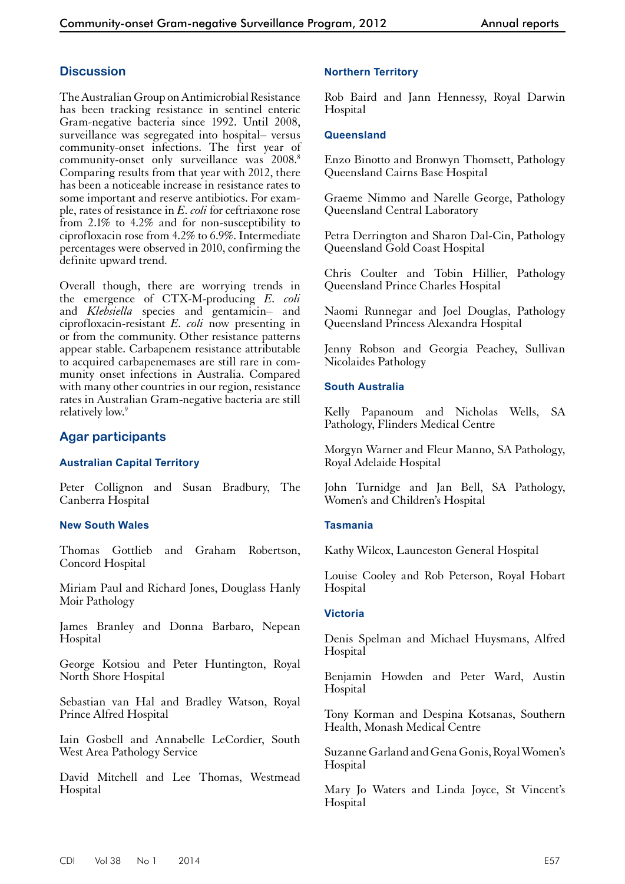## Discussion

The Australian Group on Antimicrobial Resistance has been tracking resistance in sentinel enteric Gram-negative bacteria since 1992. Until 2008, surveillance was segregated into hospital– versus community-onset infections. The first year of community-onset only surveillance was 2008.[8] Comparing results from that year with 2012, there has been a noticeable increase in resistance rates to some important and reserve antibiotics. For example, rates of resistance in *E. coli* for ceftriaxone rose from 2.1% to 4.2% and for non-susceptibility to ciprofloxacin rose from 4.2% to 6.9%. Intermediate percentages were observed in 2010, confirming the definite upward trend.

Overall though, there are worrying trends in the emergence of CTX-M-producing *E. coli* and *Klebsiella* species and gentamicin– and ciprofloxacin-resistant *E. coli* now presenting in or from the community. Other resistance patterns appear stable. Carbapenem resistance attributable to acquired carbapenemases are still rare in community onset infections in Australia. Compared with many other countries in our region, resistance rates in Australian Gram-negative bacteria are still relatively low.[9]

## Agar participants

### Australian Capital Territory

Peter Collignon and Susan Bradbury, The Canberra Hospital

### New South Wales

Thomas Gottlieb and Graham Robertson, Concord Hospital

Miriam Paul and Richard Jones, Douglass Hanly Moir Pathology

James Branley and Donna Barbaro, Nepean Hospital

George Kotsiou and Peter Huntington, Royal North Shore Hospital

Sebastian van Hal and Bradley Watson, Royal Prince Alfred Hospital

Iain Gosbell and Annabelle LeCordier, South West Area Pathology Service

David Mitchell and Lee Thomas, Westmead Hospital

### Northern Territory

Rob Baird and Jann Hennessy, Royal Darwin Hospital

### Queensland

Enzo Binotto and Bronwyn Thomsett, Pathology Queensland Cairns Base Hospital

Graeme Nimmo and Narelle George, Pathology Queensland Central Laboratory

Petra Derrington and Sharon Dal-Cin, Pathology Queensland Gold Coast Hospital

Chris Coulter and Tobin Hillier, Pathology Queensland Prince Charles Hospital

Naomi Runnegar and Joel Douglas, Pathology Queensland Princess Alexandra Hospital

Jenny Robson and Georgia Peachey, Sullivan Nicolaides Pathology

### South Australia

Kelly Papanoum and Nicholas Wells, SA Pathology, Flinders Medical Centre

Morgyn Warner and Fleur Manno, SA Pathology, Royal Adelaide Hospital

John Turnidge and Jan Bell, SA Pathology, Women's and Children's Hospital

### Tasmania

Kathy Wilcox, Launceston General Hospital

Louise Cooley and Rob Peterson, Royal Hobart Hospital

### Victoria

Denis Spelman and Michael Huysmans, Alfred Hospital

Benjamin Howden and Peter Ward, Austin Hospital

Tony Korman and Despina Kotsanas, Southern Health, Monash Medical Centre

Suzanne Garland and Gena Gonis, Royal Women's Hospital

Mary Jo Waters and Linda Joyce, St Vincent's Hospital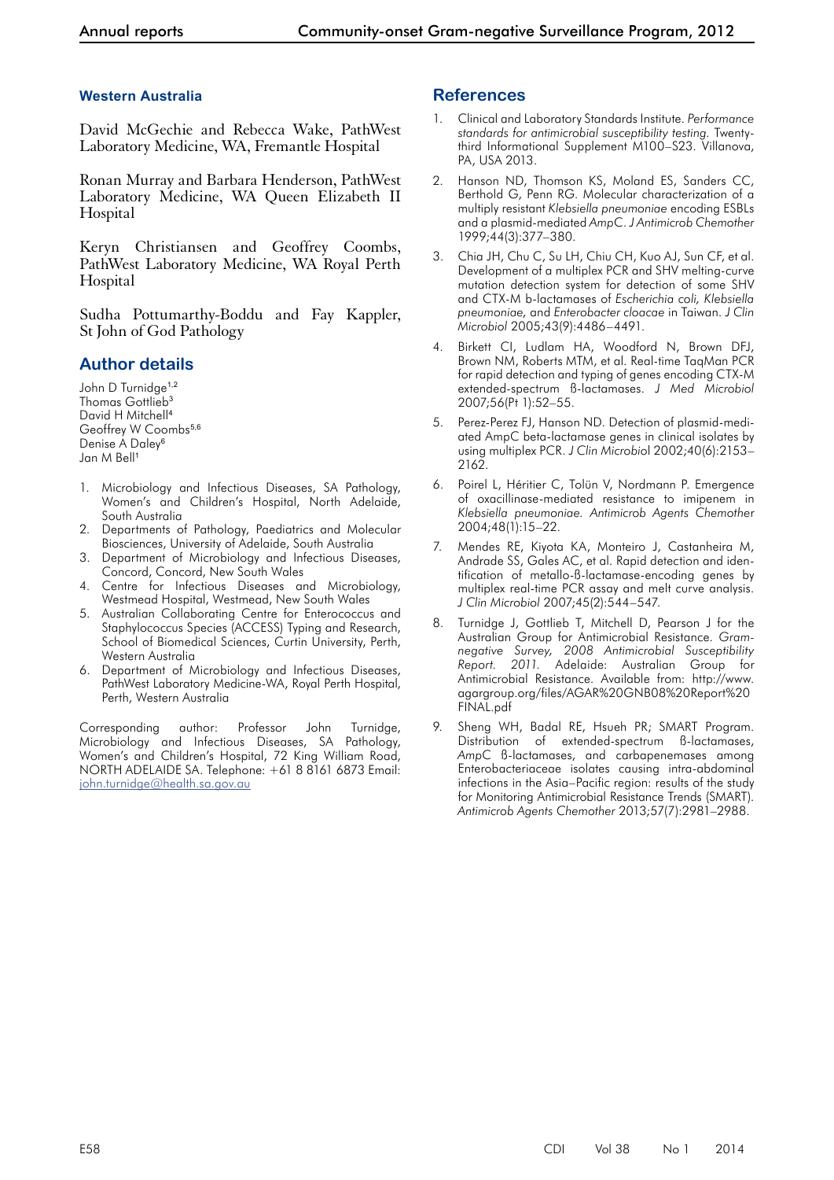### Western Australia

David McGechie and Rebecca Wake, PathWest Laboratory Medicine, WA, Fremantle Hospital

Ronan Murray and Barbara Henderson, PathWest Laboratory Medicine, WA Queen Elizabeth II Hospital

Keryn Christiansen and Geoffrey Coombs, PathWest Laboratory Medicine, WA Royal Perth Hospital

Sudha Pottumarthy-Boddu and Fay Kappler, St John of God Pathology

## Author details

John D Turnidge[1,2]
Thomas Gottlieb[3]
David H Mitchell[4]
Geoffrey W Coombs[5,6]
Denise A Daley[6]
Jan M Bell[1]

1. Microbiology and Infectious Diseases, SA Pathology, Women's and Children's Hospital, North Adelaide, South Australia
2. Departments of Pathology, Paediatrics and Molecular Biosciences, University of Adelaide, South Australia
3. Department of Microbiology and Infectious Diseases, Concord, Concord, New South Wales
4. Centre for Infectious Diseases and Microbiology, Westmead Hospital, Westmead, New South Wales
5. Australian Collaborating Centre for Enterococcus and Staphylococcus Species (ACCESS) Typing and Research, School of Biomedical Sciences, Curtin University, Perth, Western Australia
6. Department of Microbiology and Infectious Diseases, PathWest Laboratory Medicine-WA, Royal Perth Hospital, Perth, Western Australia

Corresponding author: Professor John Turnidge, Microbiology and Infectious Diseases, SA Pathology, Women's and Children's Hospital, 72 King William Road, NORTH ADELAIDE SA. Telephone: +61 8 8161 6873 Email: john.turnidge@health.sa.gov.au

## References

1. Clinical and Laboratory Standards Institute. *Performance standards for antimicrobial susceptibility testing.* Twenty-third Informational Supplement M100–S23. Villanova, PA, USA 2013.
2. Hanson ND, Thomson KS, Moland ES, Sanders CC, Berthold G, Penn RG. Molecular characterization of a multiply resistant *Klebsiella pneumoniae* encoding ESBLs and a plasmid-mediated AmpC. *J Antimicrob Chemother* 1999;44(3):377–380.
3. Chia JH, Chu C, Su LH, Chiu CH, Kuo AJ, Sun CF, et al. Development of a multiplex PCR and SHV melting-curve mutation detection system for detection of some SHV and CTX-M b-lactamases of *Escherichia coli, Klebsiella pneumoniae,* and *Enterobacter cloacae* in Taiwan. *J Clin Microbiol* 2005;43(9):4486–4491.
4. Birkett CI, Ludlam HA, Woodford N, Brown DFJ, Brown NM, Roberts MTM, et al. Real-time TaqMan PCR for rapid detection and typing of genes encoding CTX-M extended-spectrum ß-lactamases. *J Med Microbiol* 2007;56(Pt 1):52–55.
5. Perez-Perez FJ, Hanson ND. Detection of plasmid-mediated AmpC beta-lactamase genes in clinical isolates by using multiplex PCR. *J Clin Microbiol* 2002;40(6):2153–2162.
6. Poirel L, Héritier C, Tolün V, Nordmann P. Emergence of oxacillinase-mediated resistance to imipenem in *Klebsiella pneumoniae. Antimicrob Agents Chemother* 2004;48(1):15–22.
7. Mendes RE, Kiyota KA, Monteiro J, Castanheira M, Andrade SS, Gales AC, et al. Rapid detection and identification of metallo-ß-lactamase-encoding genes by multiplex real-time PCR assay and melt curve analysis. *J Clin Microbiol* 2007;45(2):544–547.
8. Turnidge J, Gottlieb T, Mitchell D, Pearson J for the Australian Group for Antimicrobial Resistance. *Gram-negative Survey, 2008 Antimicrobial Susceptibility Report. 2011.* Adelaide: Australian Group for Antimicrobial Resistance. Available from: http://www.agargroup.org/files/AGAR%20GNB08%20Report%20FINAL.pdf
9. Sheng WH, Badal RE, Hsueh PR; SMART Program. Distribution of extended-spectrum ß-lactamases, *AmpC* ß-lactamases, and carbapenemases among Enterobacteriaceae isolates causing intra-abdominal infections in the Asia–Pacific region: results of the study for Monitoring Antimicrobial Resistance Trends (SMART). *Antimicrob Agents Chemother* 2013;57(7):2981–2988.